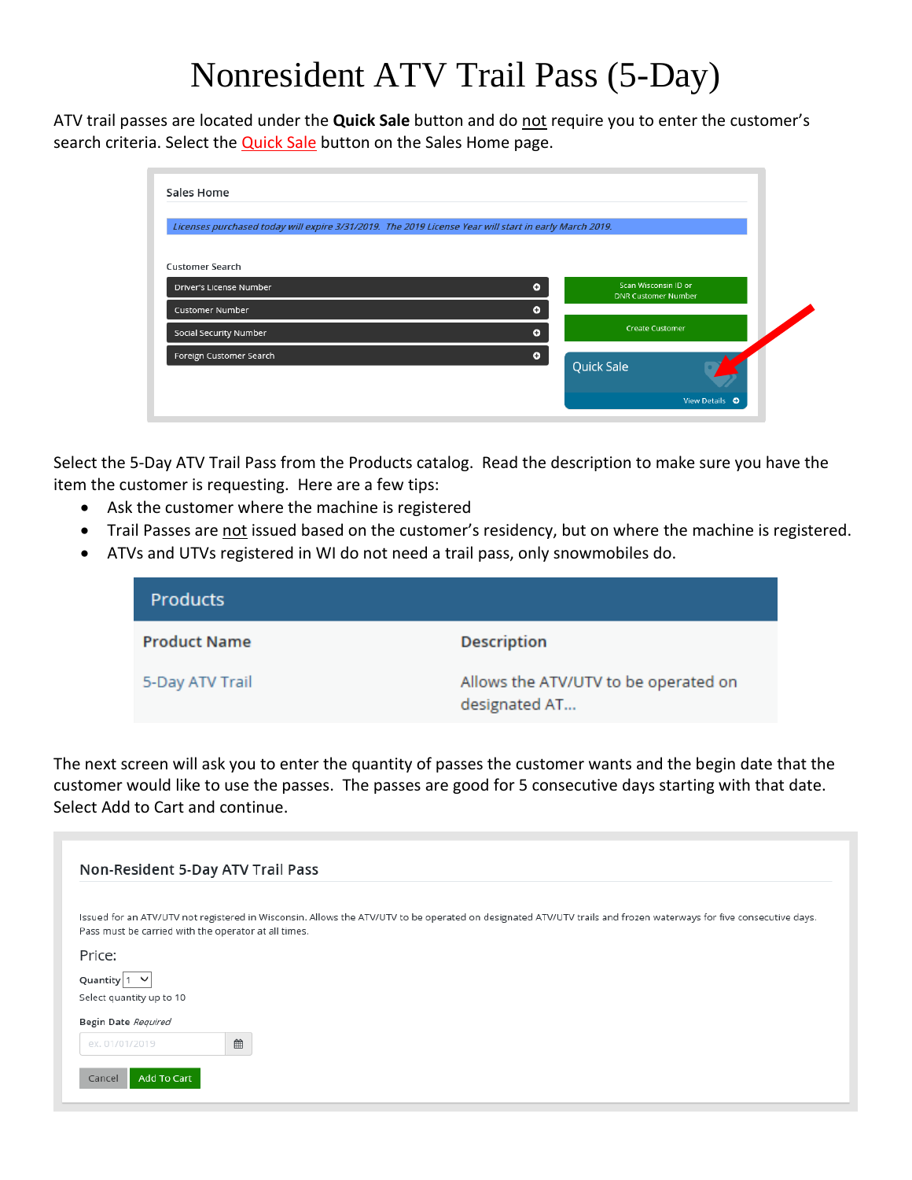# Nonresident ATV Trail Pass (5-Day)

ATV trail passes are located under the **Quick Sale** button and do not require you to enter the customer's search criteria. Select the Quick Sale button on the Sales Home page.

Sales Home

*Licenses purchased today will expire 3/31/2019. The 2019 License Year will start in early March 2019.*

Customer Search

- Driver's License Number
- Customer Number
- Social Security Number
- Foreign Customer Search

Scan Wisconsin ID or DNR Customer Number

Create Customer

Quick Sale

View Details

Select the 5-Day ATV Trail Pass from the Products catalog. Read the description to make sure you have the item the customer is requesting. Here are a few tips:

- Ask the customer where the machine is registered
- Trail Passes are not issued based on the customer's residency, but on where the machine is registered.
- ATVs and UTVs registered in WI do not need a trail pass, only snowmobiles do.

**Products**

| Product Name | Description |
|---|---|
| 5-Day ATV Trail | Allows the ATV/UTV to be operated on designated AT... |

The next screen will ask you to enter the quantity of passes the customer wants and the begin date that the customer would like to use the passes. The passes are good for 5 consecutive days starting with that date. Select Add to Cart and continue.

**Non-Resident 5-Day ATV Trail Pass**

Issued for an ATV/UTV not registered in Wisconsin. Allows the ATV/UTV to be operated on designated ATV/UTV trails and frozen waterways for five consecutive days. Pass must be carried with the operator at all times.

Price:

Quantity 1

Select quantity up to 10

Begin Date *Required*

ex. 01/01/2019

Cancel | Add To Cart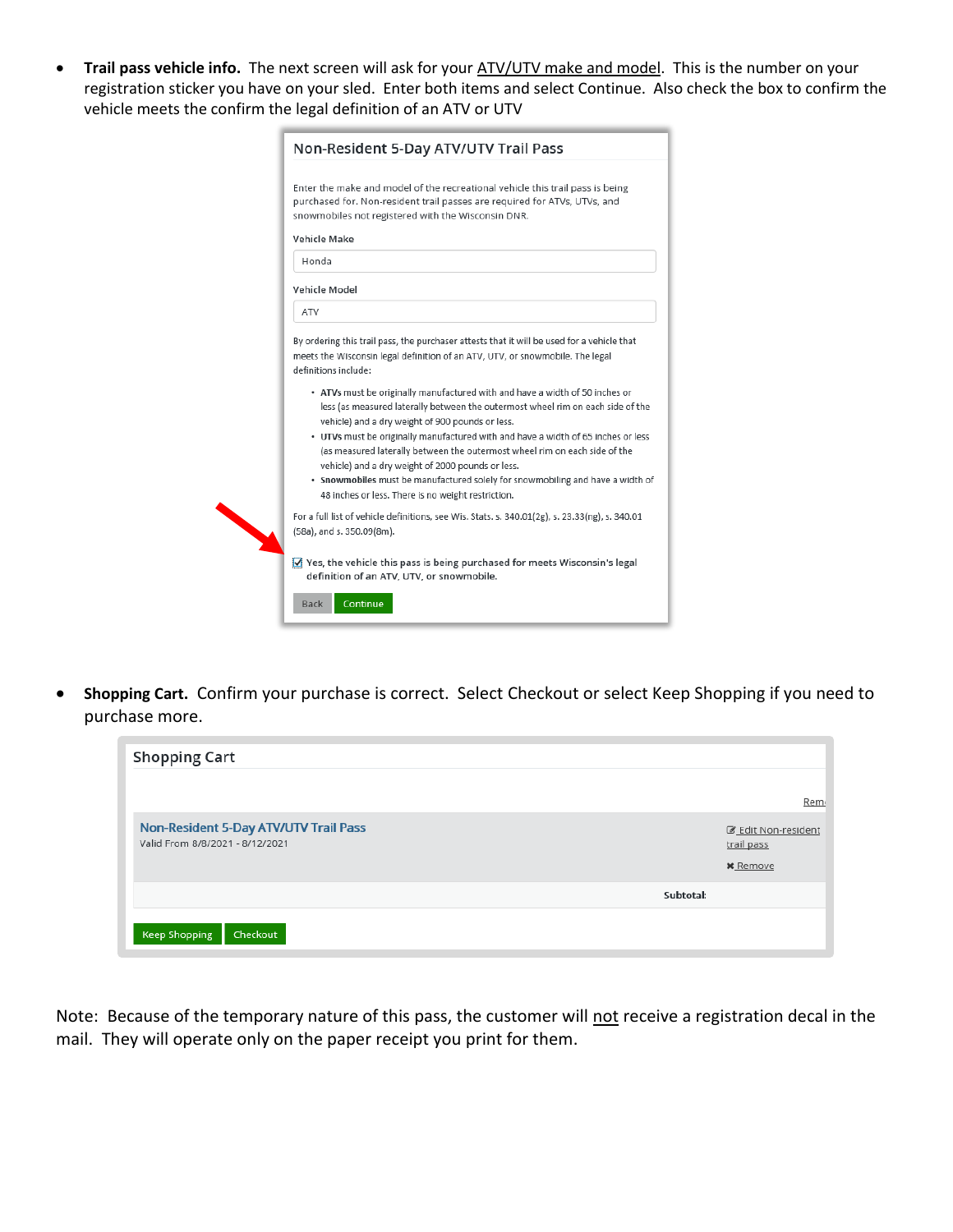- **Trail pass vehicle info.** The next screen will ask for your ATV/UTV make and model. This is the number on your registration sticker you have on your sled. Enter both items and select Continue. Also check the box to confirm the vehicle meets the confirm the legal definition of an ATV or UTV

Non-Resident 5-Day ATV/UTV Trail Pass

Enter the make and model of the recreational vehicle this trail pass is being purchased for. Non-resident trail passes are required for ATVs, UTVs, and snowmobiles not registered with the Wisconsin DNR.

Vehicle Make

Honda

Vehicle Model

ATV

By ordering this trail pass, the purchaser attests that it will be used for a vehicle that meets the Wisconsin legal definition of an ATV, UTV, or snowmobile. The legal definitions include:

- **ATVs** must be originally manufactured with and have a width of 50 inches or less (as measured laterally between the outermost wheel rim on each side of the vehicle) and a dry weight of 900 pounds or less.
- **UTVs** must be originally manufactured with and have a width of 65 inches or less (as measured laterally between the outermost wheel rim on each side of the vehicle) and a dry weight of 2000 pounds or less.
- **Snowmobiles** must be manufactured solely for snowmobiling and have a width of 48 inches or less. There is no weight restriction.

For a full list of vehicle definitions, see Wis. Stats. s. 340.01(2g), s. 23.33(ng), s. 340.01 (58a), and s. 350.09(8m).

☑ Yes, the vehicle this pass is being purchased for meets Wisconsin's legal definition of an ATV, UTV, or snowmobile.

Back | Continue

- **Shopping Cart.** Confirm your purchase is correct. Select Checkout or select Keep Shopping if you need to purchase more.

Shopping Cart

Rem

Non-Resident 5-Day ATV/UTV Trail Pass
Valid From 8/8/2021 - 8/12/2021

Edit Non-resident trail pass

Remove

Subtotal:

Keep Shopping | Checkout

Note: Because of the temporary nature of this pass, the customer will not receive a registration decal in the mail. They will operate only on the paper receipt you print for them.